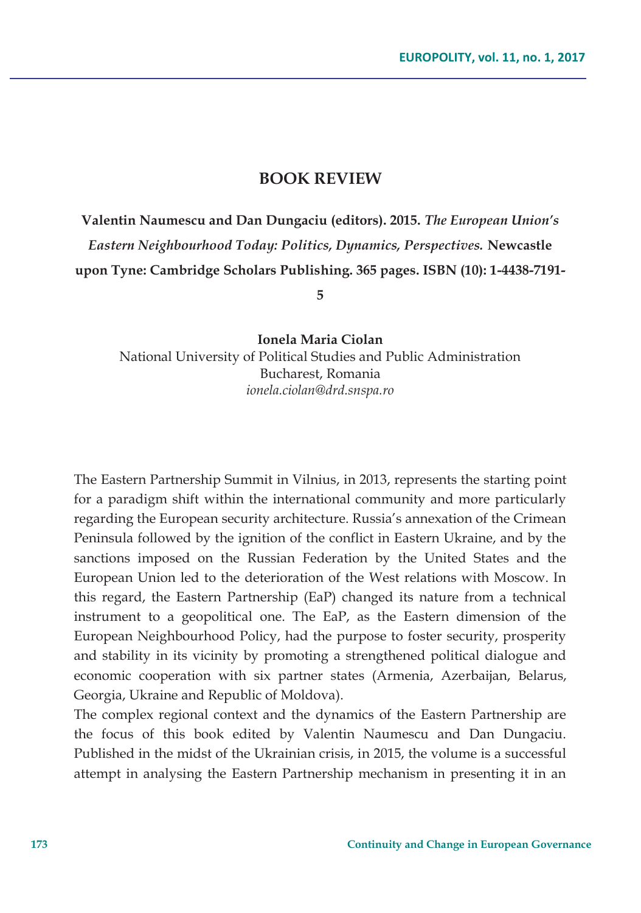# BOOK REVIEW

**Valentin Naumescu and Dan Dungaciu (editors). 2015.** ***The European Union's Eastern Neighbourhood Today: Politics, Dynamics, Perspectives.*** **Newcastle upon Tyne: Cambridge Scholars Publishing. 365 pages. ISBN (10): 1-4438-7191-5**

**Ionela Maria Ciolan**
National University of Political Studies and Public Administration
Bucharest, Romania
*ionela.ciolan@drd.snspa.ro*

The Eastern Partnership Summit in Vilnius, in 2013, represents the starting point for a paradigm shift within the international community and more particularly regarding the European security architecture. Russia's annexation of the Crimean Peninsula followed by the ignition of the conflict in Eastern Ukraine, and by the sanctions imposed on the Russian Federation by the United States and the European Union led to the deterioration of the West relations with Moscow. In this regard, the Eastern Partnership (EaP) changed its nature from a technical instrument to a geopolitical one. The EaP, as the Eastern dimension of the European Neighbourhood Policy, had the purpose to foster security, prosperity and stability in its vicinity by promoting a strengthened political dialogue and economic cooperation with six partner states (Armenia, Azerbaijan, Belarus, Georgia, Ukraine and Republic of Moldova).

The complex regional context and the dynamics of the Eastern Partnership are the focus of this book edited by Valentin Naumescu and Dan Dungaciu. Published in the midst of the Ukrainian crisis, in 2015, the volume is a successful attempt in analysing the Eastern Partnership mechanism in presenting it in an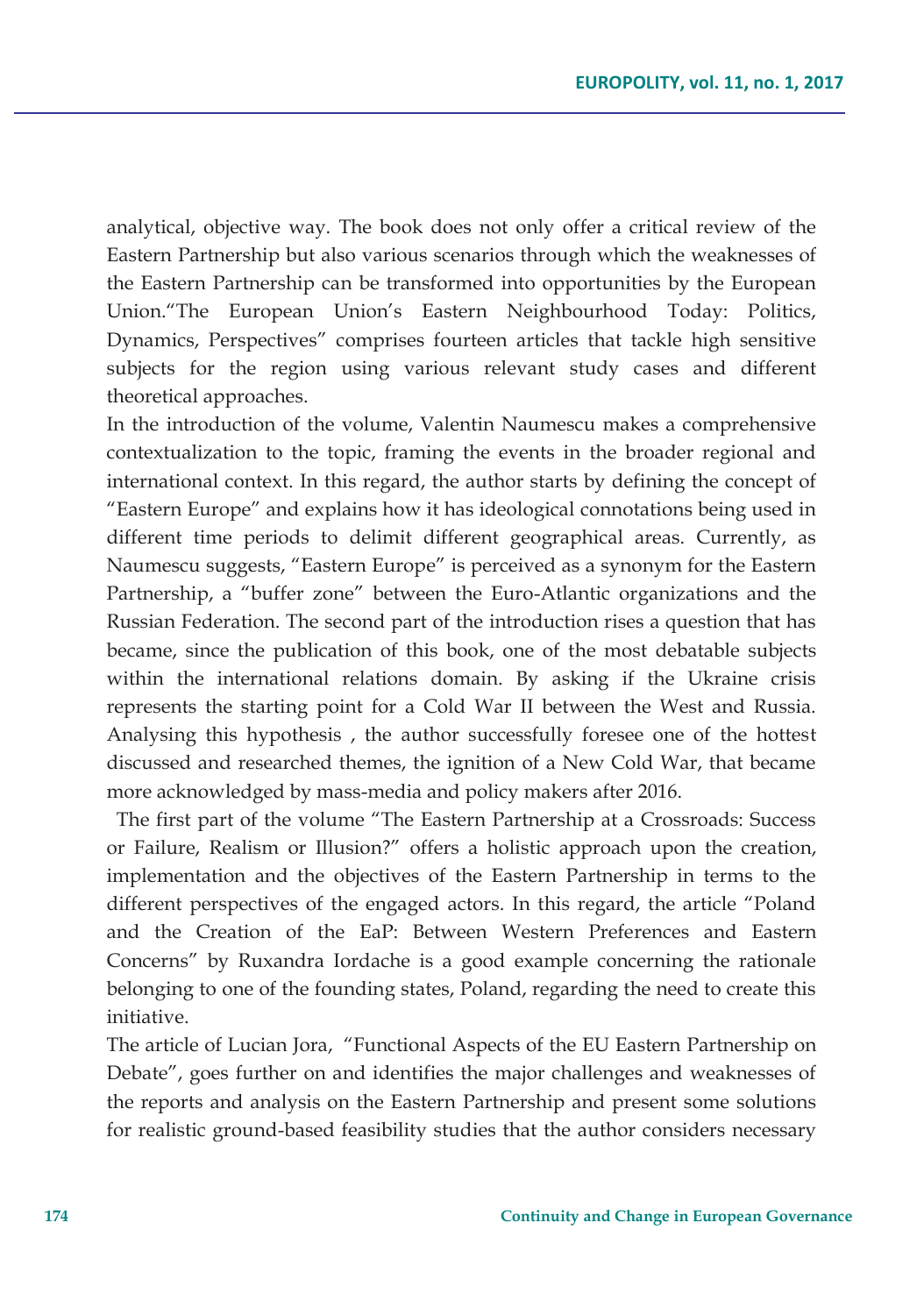analytical, objective way. The book does not only offer a critical review of the Eastern Partnership but also various scenarios through which the weaknesses of the Eastern Partnership can be transformed into opportunities by the European Union."The European Union's Eastern Neighbourhood Today: Politics, Dynamics, Perspectives" comprises fourteen articles that tackle high sensitive subjects for the region using various relevant study cases and different theoretical approaches.

In the introduction of the volume, Valentin Naumescu makes a comprehensive contextualization to the topic, framing the events in the broader regional and international context. In this regard, the author starts by defining the concept of "Eastern Europe" and explains how it has ideological connotations being used in different time periods to delimit different geographical areas. Currently, as Naumescu suggests, "Eastern Europe" is perceived as a synonym for the Eastern Partnership, a "buffer zone" between the Euro-Atlantic organizations and the Russian Federation. The second part of the introduction rises a question that has became, since the publication of this book, one of the most debatable subjects within the international relations domain. By asking if the Ukraine crisis represents the starting point for a Cold War II between the West and Russia. Analysing this hypothesis , the author successfully foresee one of the hottest discussed and researched themes, the ignition of a New Cold War, that became more acknowledged by mass-media and policy makers after 2016.

The first part of the volume "The Eastern Partnership at a Crossroads: Success or Failure, Realism or Illusion?" offers a holistic approach upon the creation, implementation and the objectives of the Eastern Partnership in terms to the different perspectives of the engaged actors. In this regard, the article "Poland and the Creation of the EaP: Between Western Preferences and Eastern Concerns" by Ruxandra Iordache is a good example concerning the rationale belonging to one of the founding states, Poland, regarding the need to create this initiative.

The article of Lucian Jora, "Functional Aspects of the EU Eastern Partnership on Debate", goes further on and identifies the major challenges and weaknesses of the reports and analysis on the Eastern Partnership and present some solutions for realistic ground-based feasibility studies that the author considers necessary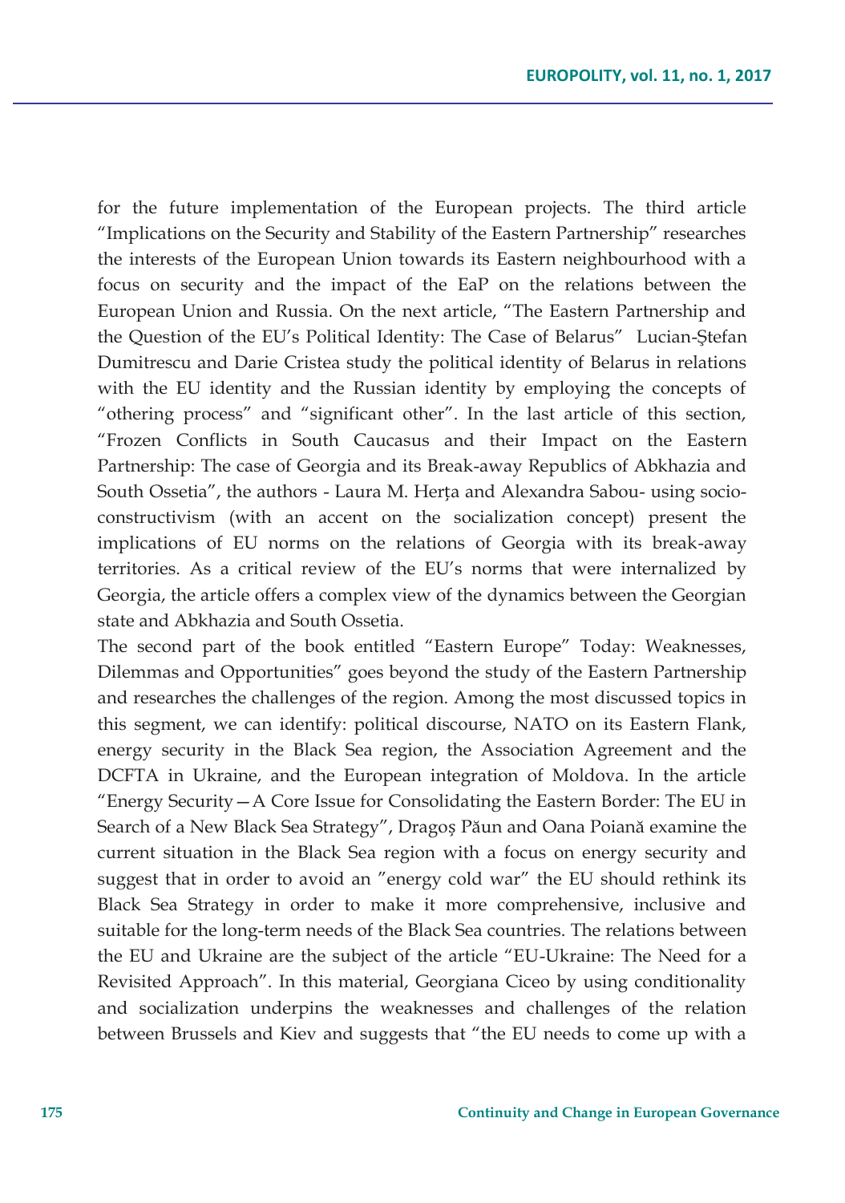for the future implementation of the European projects. The third article "Implications on the Security and Stability of the Eastern Partnership" researches the interests of the European Union towards its Eastern neighbourhood with a focus on security and the impact of the EaP on the relations between the European Union and Russia. On the next article, "The Eastern Partnership and the Question of the EU's Political Identity: The Case of Belarus" Lucian-Ştefan Dumitrescu and Darie Cristea study the political identity of Belarus in relations with the EU identity and the Russian identity by employing the concepts of "othering process" and "significant other". In the last article of this section, "Frozen Conflicts in South Caucasus and their Impact on the Eastern Partnership: The case of Georgia and its Break-away Republics of Abkhazia and South Ossetia", the authors - Laura M. Herța and Alexandra Sabou- using socio-constructivism (with an accent on the socialization concept) present the implications of EU norms on the relations of Georgia with its break-away territories. As a critical review of the EU's norms that were internalized by Georgia, the article offers a complex view of the dynamics between the Georgian state and Abkhazia and South Ossetia.

The second part of the book entitled "Eastern Europe" Today: Weaknesses, Dilemmas and Opportunities" goes beyond the study of the Eastern Partnership and researches the challenges of the region. Among the most discussed topics in this segment, we can identify: political discourse, NATO on its Eastern Flank, energy security in the Black Sea region, the Association Agreement and the DCFTA in Ukraine, and the European integration of Moldova. In the article "Energy Security—A Core Issue for Consolidating the Eastern Border: The EU in Search of a New Black Sea Strategy", Dragoș Păun and Oana Poiană examine the current situation in the Black Sea region with a focus on energy security and suggest that in order to avoid an "energy cold war" the EU should rethink its Black Sea Strategy in order to make it more comprehensive, inclusive and suitable for the long-term needs of the Black Sea countries. The relations between the EU and Ukraine are the subject of the article "EU-Ukraine: The Need for a Revisited Approach". In this material, Georgiana Ciceo by using conditionality and socialization underpins the weaknesses and challenges of the relation between Brussels and Kiev and suggests that "the EU needs to come up with a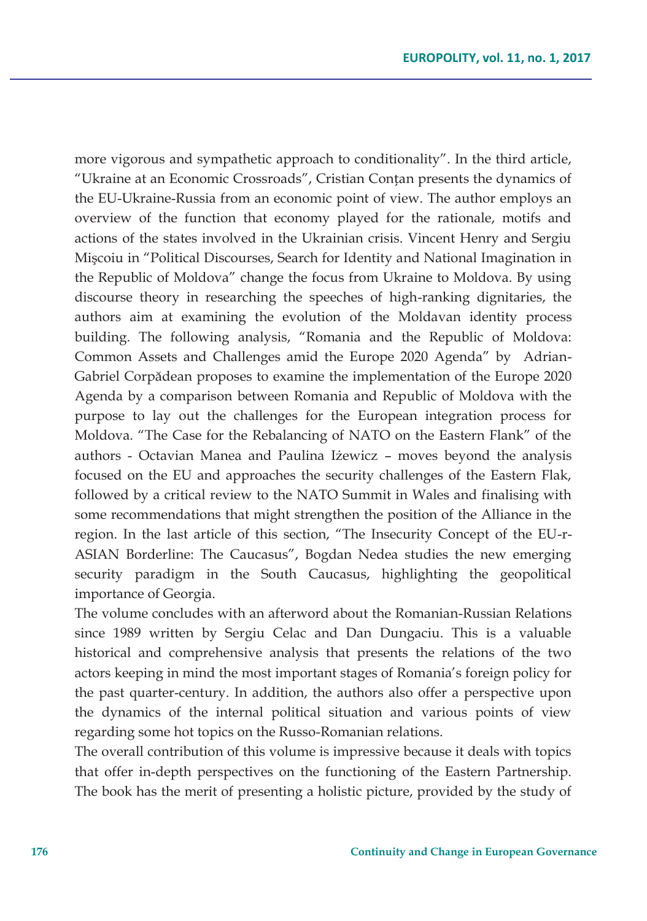more vigorous and sympathetic approach to conditionality". In the third article, "Ukraine at an Economic Crossroads", Cristian Conțan presents the dynamics of the EU-Ukraine-Russia from an economic point of view. The author employs an overview of the function that economy played for the rationale, motifs and actions of the states involved in the Ukrainian crisis. Vincent Henry and Sergiu Mişcoiu in "Political Discourses, Search for Identity and National Imagination in the Republic of Moldova" change the focus from Ukraine to Moldova. By using discourse theory in researching the speeches of high-ranking dignitaries, the authors aim at examining the evolution of the Moldavan identity process building. The following analysis, "Romania and the Republic of Moldova: Common Assets and Challenges amid the Europe 2020 Agenda" by Adrian-Gabriel Corpădean proposes to examine the implementation of the Europe 2020 Agenda by a comparison between Romania and Republic of Moldova with the purpose to lay out the challenges for the European integration process for Moldova. "The Case for the Rebalancing of NATO on the Eastern Flank" of the authors - Octavian Manea and Paulina Iżewicz – moves beyond the analysis focused on the EU and approaches the security challenges of the Eastern Flak, followed by a critical review to the NATO Summit in Wales and finalising with some recommendations that might strengthen the position of the Alliance in the region. In the last article of this section, "The Insecurity Concept of the EU-r-ASIAN Borderline: The Caucasus", Bogdan Nedea studies the new emerging security paradigm in the South Caucasus, highlighting the geopolitical importance of Georgia.

The volume concludes with an afterword about the Romanian-Russian Relations since 1989 written by Sergiu Celac and Dan Dungaciu. This is a valuable historical and comprehensive analysis that presents the relations of the two actors keeping in mind the most important stages of Romania's foreign policy for the past quarter-century. In addition, the authors also offer a perspective upon the dynamics of the internal political situation and various points of view regarding some hot topics on the Russo-Romanian relations.

The overall contribution of this volume is impressive because it deals with topics that offer in-depth perspectives on the functioning of the Eastern Partnership. The book has the merit of presenting a holistic picture, provided by the study of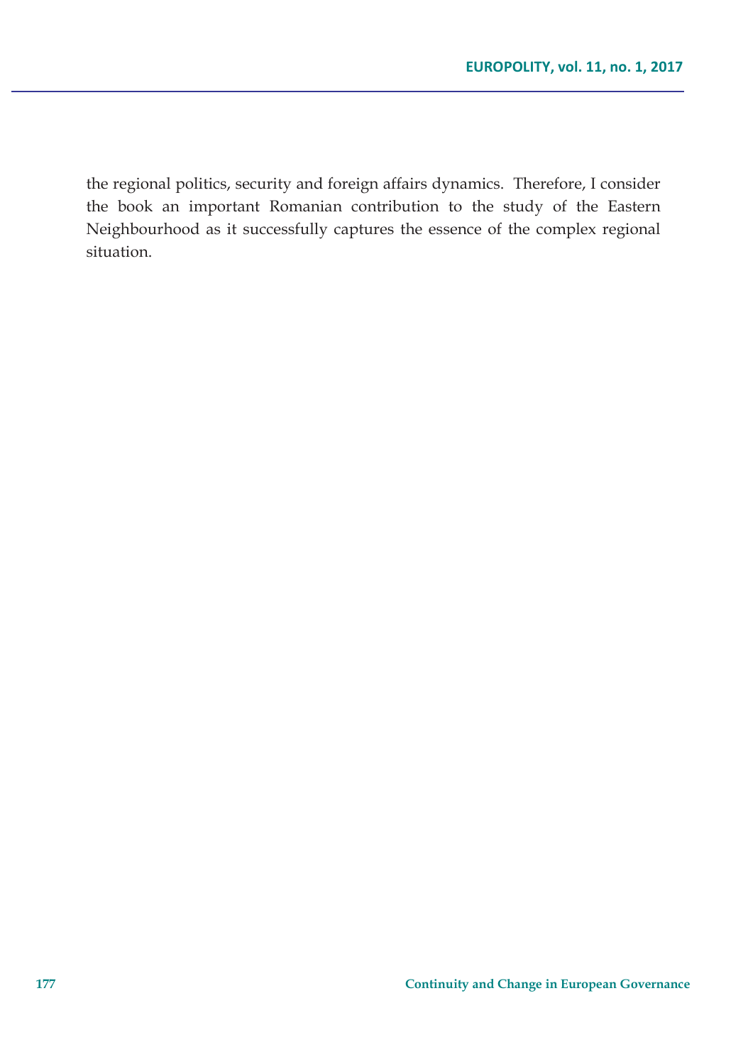the regional politics, security and foreign affairs dynamics. Therefore, I consider the book an important Romanian contribution to the study of the Eastern Neighbourhood as it successfully captures the essence of the complex regional situation.